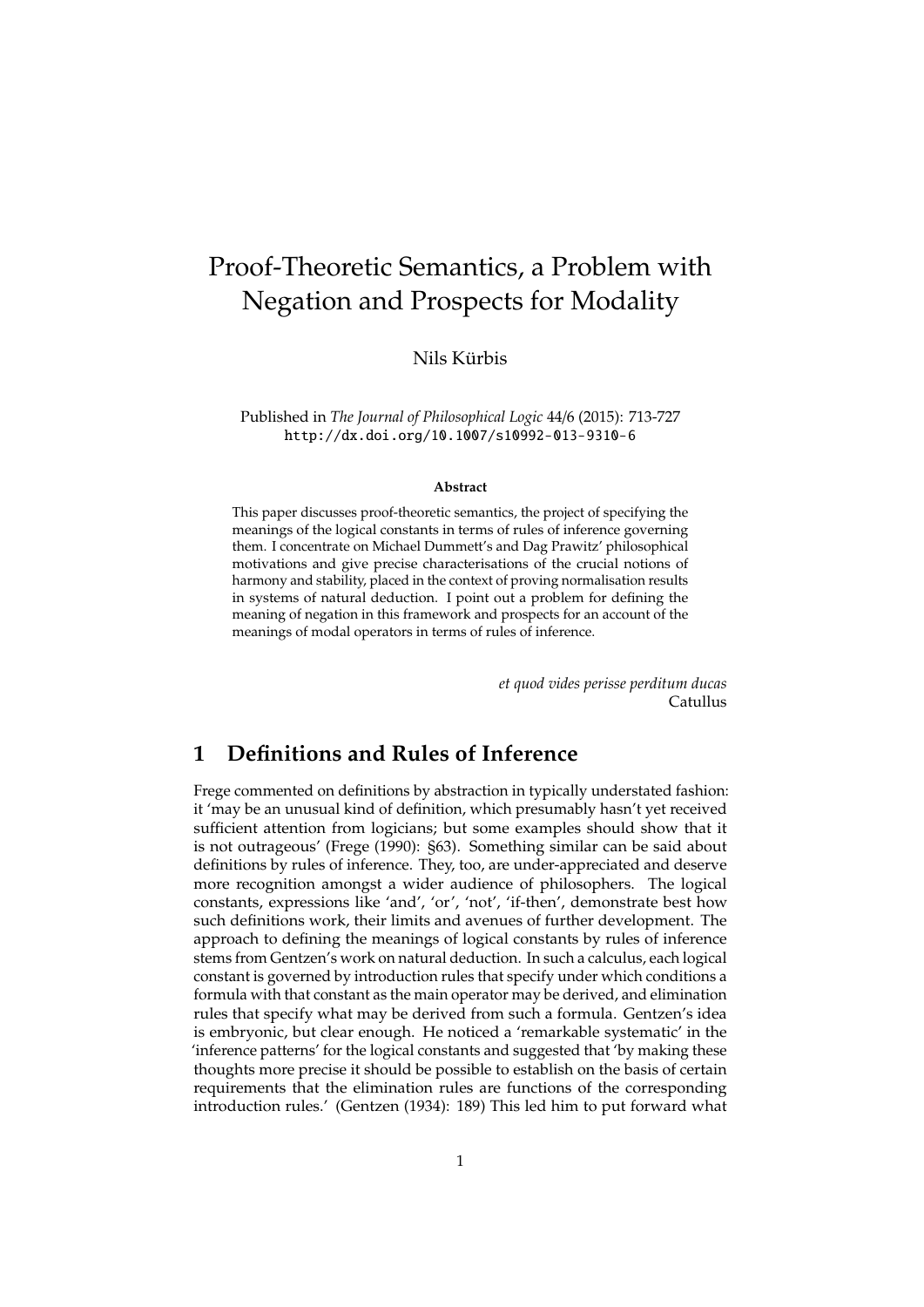# Proof-Theoretic Semantics, a Problem with Negation and Prospects for Modality

Nils Kürbis

Published in *The Journal of Philosophical Logic* 44/6 (2015): 713-727
http://dx.doi.org/10.1007/s10992-013-9310-6

**Abstract**

This paper discusses proof-theoretic semantics, the project of specifying the meanings of the logical constants in terms of rules of inference governing them. I concentrate on Michael Dummett's and Dag Prawitz' philosophical motivations and give precise characterisations of the crucial notions of harmony and stability, placed in the context of proving normalisation results in systems of natural deduction. I point out a problem for defining the meaning of negation in this framework and prospects for an account of the meanings of modal operators in terms of rules of inference.

*et quod vides perisse perditum ducas*
Catullus

## 1 Definitions and Rules of Inference

Frege commented on definitions by abstraction in typically understated fashion: it 'may be an unusual kind of definition, which presumably hasn't yet received sufficient attention from logicians; but some examples should show that it is not outrageous' (Frege (1990): §63). Something similar can be said about definitions by rules of inference. They, too, are under-appreciated and deserve more recognition amongst a wider audience of philosophers. The logical constants, expressions like 'and', 'or', 'not', 'if-then', demonstrate best how such definitions work, their limits and avenues of further development. The approach to defining the meanings of logical constants by rules of inference stems from Gentzen's work on natural deduction. In such a calculus, each logical constant is governed by introduction rules that specify under which conditions a formula with that constant as the main operator may be derived, and elimination rules that specify what may be derived from such a formula. Gentzen's idea is embryonic, but clear enough. He noticed a 'remarkable systematic' in the 'inference patterns' for the logical constants and suggested that 'by making these thoughts more precise it should be possible to establish on the basis of certain requirements that the elimination rules are functions of the corresponding introduction rules.' (Gentzen (1934): 189) This led him to put forward what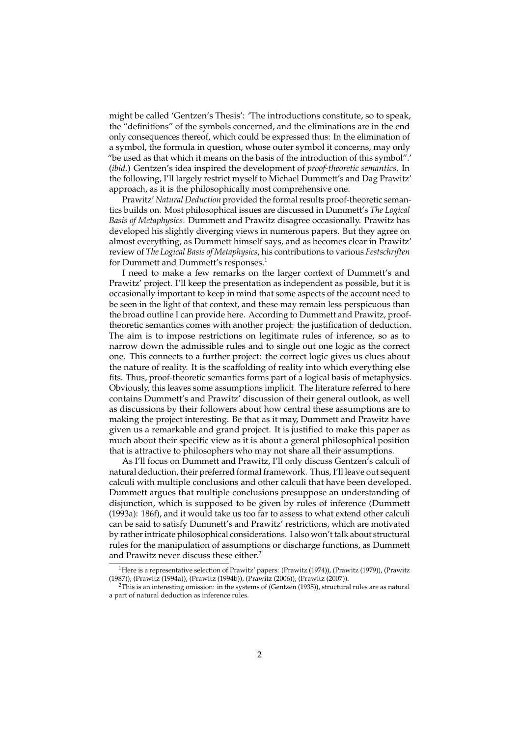might be called 'Gentzen's Thesis': 'The introductions constitute, so to speak, the "definitions" of the symbols concerned, and the eliminations are in the end only consequences thereof, which could be expressed thus: In the elimination of a symbol, the formula in question, whose outer symbol it concerns, may only "be used as that which it means on the basis of the introduction of this symbol".' (*ibid.*) Gentzen's idea inspired the development of *proof-theoretic semantics*. In the following, I'll largely restrict myself to Michael Dummett's and Dag Prawitz' approach, as it is the philosophically most comprehensive one.

Prawitz' *Natural Deduction* provided the formal results proof-theoretic semantics builds on. Most philosophical issues are discussed in Dummett's *The Logical Basis of Metaphysics*. Dummett and Prawitz disagree occasionally. Prawitz has developed his slightly diverging views in numerous papers. But they agree on almost everything, as Dummett himself says, and as becomes clear in Prawitz' review of *The Logical Basis of Metaphysics*, his contributions to various *Festschriften* for Dummett and Dummett's responses.[1]

I need to make a few remarks on the larger context of Dummett's and Prawitz' project. I'll keep the presentation as independent as possible, but it is occasionally important to keep in mind that some aspects of the account need to be seen in the light of that context, and these may remain less perspicuous than the broad outline I can provide here. According to Dummett and Prawitz, proof-theoretic semantics comes with another project: the justification of deduction. The aim is to impose restrictions on legitimate rules of inference, so as to narrow down the admissible rules and to single out one logic as the correct one. This connects to a further project: the correct logic gives us clues about the nature of reality. It is the scaffolding of reality into which everything else fits. Thus, proof-theoretic semantics forms part of a logical basis of metaphysics. Obviously, this leaves some assumptions implicit. The literature referred to here contains Dummett's and Prawitz' discussion of their general outlook, as well as discussions by their followers about how central these assumptions are to making the project interesting. Be that as it may, Dummett and Prawitz have given us a remarkable and grand project. It is justified to make this paper as much about their specific view as it is about a general philosophical position that is attractive to philosophers who may not share all their assumptions.

As I'll focus on Dummett and Prawitz, I'll only discuss Gentzen's calculi of natural deduction, their preferred formal framework. Thus, I'll leave out sequent calculi with multiple conclusions and other calculi that have been developed. Dummett argues that multiple conclusions presuppose an understanding of disjunction, which is supposed to be given by rules of inference (Dummett (1993a): 186f), and it would take us too far to assess to what extend other calculi can be said to satisfy Dummett's and Prawitz' restrictions, which are motivated by rather intricate philosophical considerations. I also won't talk about structural rules for the manipulation of assumptions or discharge functions, as Dummett and Prawitz never discuss these either.[2]

[1] Here is a representative selection of Prawitz' papers: (Prawitz (1974)), (Prawitz (1979)), (Prawitz (1987)), (Prawitz (1994a)), (Prawitz (1994b)), (Prawitz (2006)), (Prawitz (2007)).

[2] This is an interesting omission: in the systems of (Gentzen (1935)), structural rules are as natural a part of natural deduction as inference rules.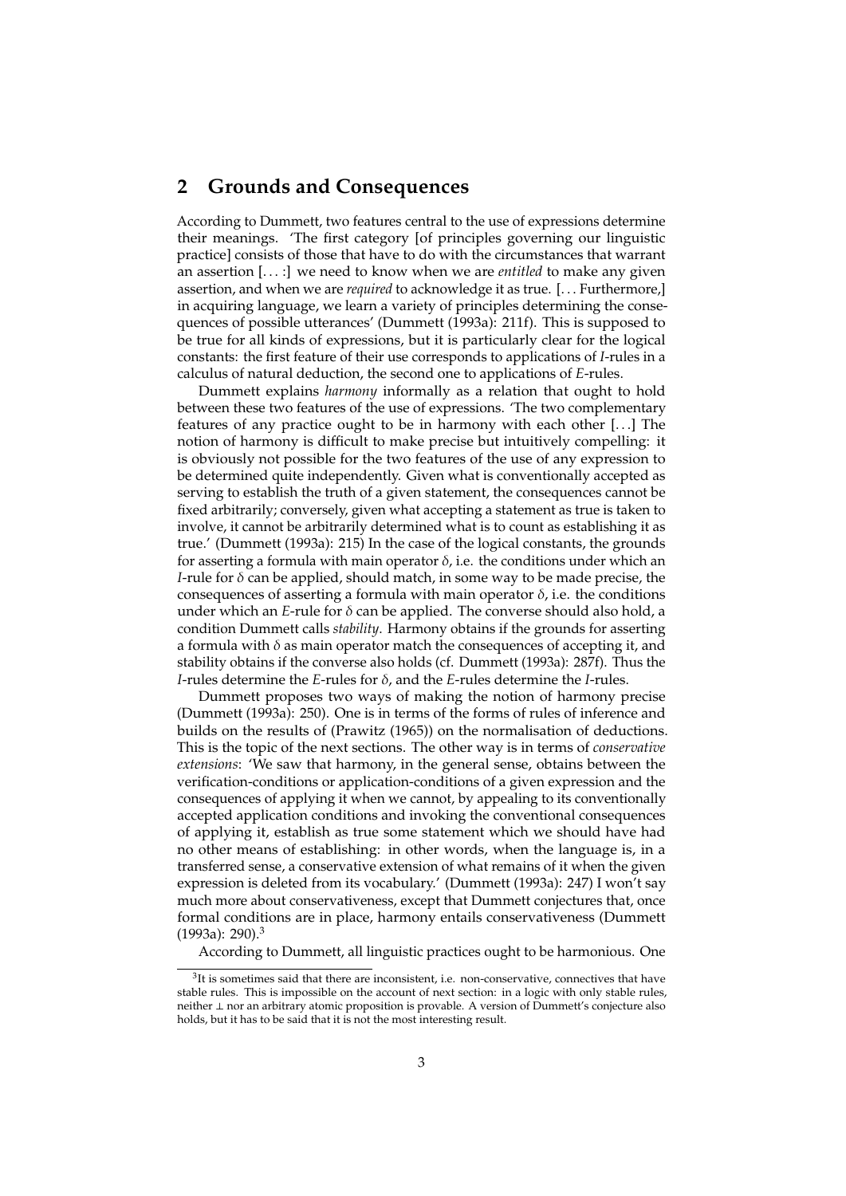## 2 Grounds and Consequences

According to Dummett, two features central to the use of expressions determine their meanings. 'The first category [of principles governing our linguistic practice] consists of those that have to do with the circumstances that warrant an assertion [. . . :] we need to know when we are *entitled* to make any given assertion, and when we are *required* to acknowledge it as true. [. . . Furthermore,] in acquiring language, we learn a variety of principles determining the consequences of possible utterances' (Dummett (1993a): 211f). This is supposed to be true for all kinds of expressions, but it is particularly clear for the logical constants: the first feature of their use corresponds to applications of *I*-rules in a calculus of natural deduction, the second one to applications of *E*-rules.

Dummett explains *harmony* informally as a relation that ought to hold between these two features of the use of expressions. 'The two complementary features of any practice ought to be in harmony with each other [. . .] The notion of harmony is difficult to make precise but intuitively compelling: it is obviously not possible for the two features of the use of any expression to be determined quite independently. Given what is conventionally accepted as serving to establish the truth of a given statement, the consequences cannot be fixed arbitrarily; conversely, given what accepting a statement as true is taken to involve, it cannot be arbitrarily determined what is to count as establishing it as true.' (Dummett (1993a): 215) In the case of the logical constants, the grounds for asserting a formula with main operator $\delta$, i.e. the conditions under which an *I*-rule for $\delta$ can be applied, should match, in some way to be made precise, the consequences of asserting a formula with main operator $\delta$, i.e. the conditions under which an *E*-rule for $\delta$ can be applied. The converse should also hold, a condition Dummett calls *stability*. Harmony obtains if the grounds for asserting a formula with $\delta$ as main operator match the consequences of accepting it, and stability obtains if the converse also holds (cf. Dummett (1993a): 287f). Thus the *I*-rules determine the *E*-rules for $\delta$, and the *E*-rules determine the *I*-rules.

Dummett proposes two ways of making the notion of harmony precise (Dummett (1993a): 250). One is in terms of the forms of rules of inference and builds on the results of (Prawitz (1965)) on the normalisation of deductions. This is the topic of the next sections. The other way is in terms of *conservative extensions*: 'We saw that harmony, in the general sense, obtains between the verification-conditions or application-conditions of a given expression and the consequences of applying it when we cannot, by appealing to its conventionally accepted application conditions and invoking the conventional consequences of applying it, establish as true some statement which we should have had no other means of establishing: in other words, when the language is, in a transferred sense, a conservative extension of what remains of it when the given expression is deleted from its vocabulary.' (Dummett (1993a): 247) I won't say much more about conservativeness, except that Dummett conjectures that, once formal conditions are in place, harmony entails conservativeness (Dummett (1993a): 290).[3]

According to Dummett, all linguistic practices ought to be harmonious. One

[3] It is sometimes said that there are inconsistent, i.e. non-conservative, connectives that have stable rules. This is impossible on the account of next section: in a logic with only stable rules, neither $\bot$ nor an arbitrary atomic proposition is provable. A version of Dummett's conjecture also holds, but it has to be said that it is not the most interesting result.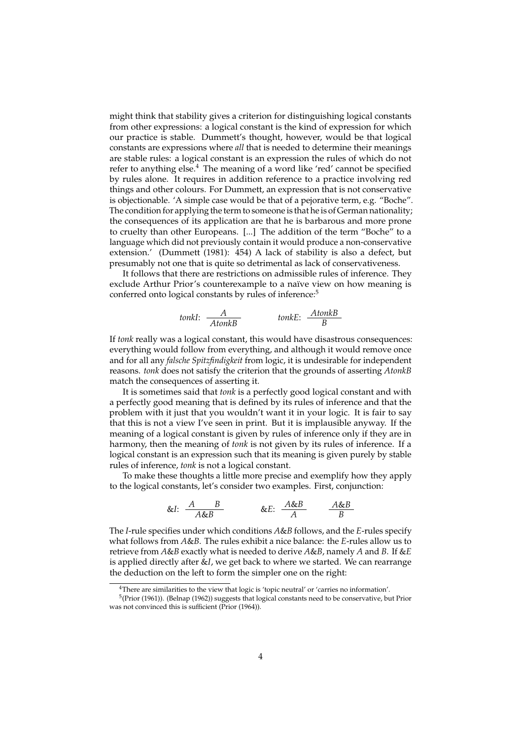might think that stability gives a criterion for distinguishing logical constants from other expressions: a logical constant is the kind of expression for which our practice is stable. Dummett's thought, however, would be that logical constants are expressions where *all* that is needed to determine their meanings are stable rules: a logical constant is an expression the rules of which do not refer to anything else.[4] The meaning of a word like 'red' cannot be specified by rules alone. It requires in addition reference to a practice involving red things and other colours. For Dummett, an expression that is not conservative is objectionable. 'A simple case would be that of a pejorative term, e.g. "Boche". The condition for applying the term to someone is that he is of German nationality; the consequences of its application are that he is barbarous and more prone to cruelty than other Europeans. [...] The addition of the term "Boche" to a language which did not previously contain it would produce a non-conservative extension.' (Dummett (1981): 454) A lack of stability is also a defect, but presumably not one that is quite so detrimental as lack of conservativeness.

It follows that there are restrictions on admissible rules of inference. They exclude Arthur Prior's counterexample to a naïve view on how meaning is conferred onto logical constants by rules of inference:[5]

$$tonkI\text{:}\ \frac{A}{A tonk B} \qquad\qquad tonkE\text{:}\ \frac{A tonk B}{B}$$

If *tonk* really was a logical constant, this would have disastrous consequences: everything would follow from everything, and although it would remove once and for all any *falsche Spitzfindigkeit* from logic, it is undesirable for independent reasons. *tonk* does not satisfy the criterion that the grounds of asserting *AtonkB* match the consequences of asserting it.

It is sometimes said that *tonk* is a perfectly good logical constant and with a perfectly good meaning that is defined by its rules of inference and that the problem with it just that you wouldn't want it in your logic. It is fair to say that this is not a view I've seen in print. But it is implausible anyway. If the meaning of a logical constant is given by rules of inference only if they are in harmony, then the meaning of *tonk* is not given by its rules of inference. If a logical constant is an expression such that its meaning is given purely by stable rules of inference, *tonk* is not a logical constant.

To make these thoughts a little more precise and exemplify how they apply to the logical constants, let's consider two examples. First, conjunction:

$$\&I\text{:}\ \frac{A \qquad B}{A \& B} \qquad\qquad \&E\text{:}\ \frac{A \& B}{A} \qquad \frac{A \& B}{B}$$

The *I*-rule specifies under which conditions *A*&*B* follows, and the *E*-rules specify what follows from *A*&*B*. The rules exhibit a nice balance: the *E*-rules allow us to retrieve from *A*&*B* exactly what is needed to derive *A*&*B*, namely *A* and *B*. If &*E* is applied directly after &*I*, we get back to where we started. We can rearrange the deduction on the left to form the simpler one on the right:

---

[4] There are similarities to the view that logic is 'topic neutral' or 'carries no information'.

[5] (Prior (1961)). (Belnap (1962)) suggests that logical constants need to be conservative, but Prior was not convinced this is sufficient (Prior (1964)).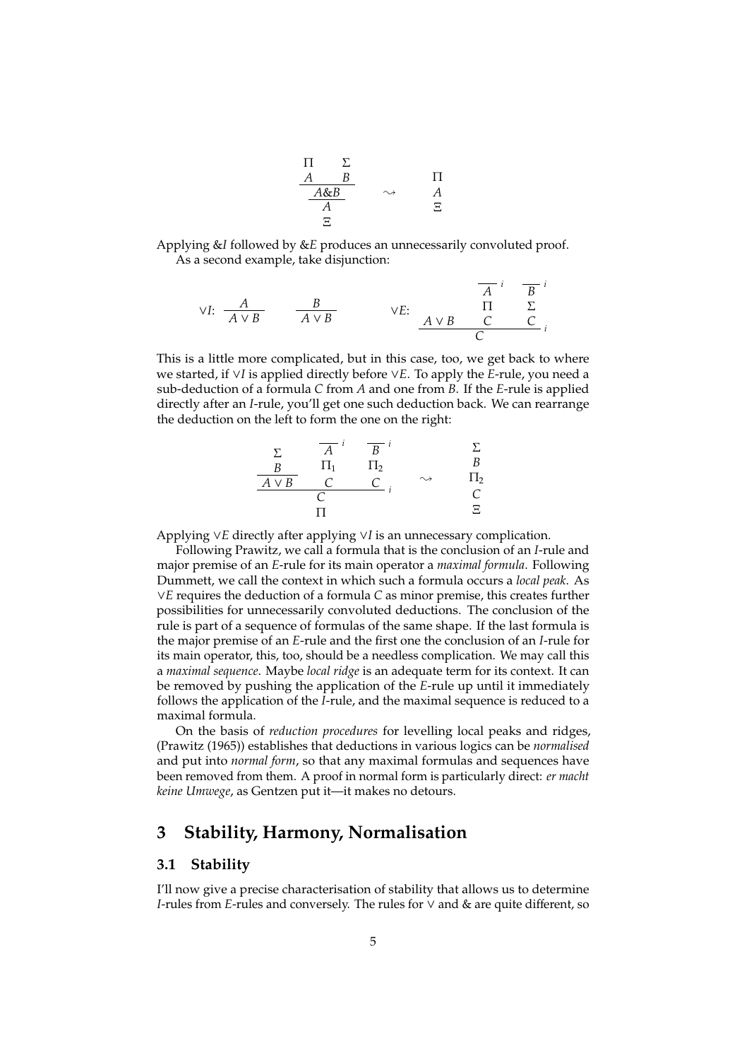$$\dfrac{\dfrac{\begin{matrix}\Pi \\ A\end{matrix} \quad \begin{matrix}\Sigma \\ B\end{matrix}}{A \& B}}{\begin{matrix}A \\ \Xi\end{matrix}} \quad \rightsquigarrow \quad \begin{matrix}\Pi \\ A \\ \Xi\end{matrix}$$

Applying &*I* followed by &*E* produces an unnecessarily convoluted proof.

As a second example, take disjunction:

$$\vee I\!: \ \dfrac{A}{A \vee B} \qquad \dfrac{B}{A \vee B} \qquad\qquad \vee E\!: \ \dfrac{A \vee B \quad \begin{matrix}\overline{A}^{\,i} \\ \Pi \\ C\end{matrix} \quad \begin{matrix}\overline{B}^{\,i} \\ \Sigma \\ C\end{matrix}}{C}\,{}_{i}$$

This is a little more complicated, but in this case, too, we get back to where we started, if $\vee I$ is applied directly before $\vee E$. To apply the *E*-rule, you need a sub-deduction of a formula $C$ from $A$ and one from $B$. If the *E*-rule is applied directly after an *I*-rule, you'll get one such deduction back. We can rearrange the deduction on the left to form the one on the right:

$$\dfrac{\dfrac{\begin{matrix}\Sigma \\ B\end{matrix}}{A \vee B} \quad \begin{matrix}\overline{A}^{\,i} \\ \Pi_1 \\ C\end{matrix} \quad \begin{matrix}\overline{B}^{\,i} \\ \Pi_2 \\ C\end{matrix}}{\begin{matrix}C \\ \Pi\end{matrix}}\,{}_{i} \quad \rightsquigarrow \quad \begin{matrix}\Sigma \\ B \\ \Pi_2 \\ C \\ \Xi\end{matrix}$$

Applying $\vee E$ directly after applying $\vee I$ is an unnecessary complication.

Following Prawitz, we call a formula that is the conclusion of an *I*-rule and major premise of an *E*-rule for its main operator a *maximal formula*. Following Dummett, we call the context in which such a formula occurs a *local peak*. As $\vee E$ requires the deduction of a formula $C$ as minor premise, this creates further possibilities for unnecessarily convoluted deductions. The conclusion of the rule is part of a sequence of formulas of the same shape. If the last formula is the major premise of an *E*-rule and the first one the conclusion of an *I*-rule for its main operator, this, too, should be a needless complication. We may call this a *maximal sequence*. Maybe *local ridge* is an adequate term for its context. It can be removed by pushing the application of the *E*-rule up until it immediately follows the application of the *I*-rule, and the maximal sequence is reduced to a maximal formula.

On the basis of *reduction procedures* for levelling local peaks and ridges, (Prawitz (1965)) establishes that deductions in various logics can be *normalised* and put into *normal form*, so that any maximal formulas and sequences have been removed from them. A proof in normal form is particularly direct: *er macht keine Umwege*, as Gentzen put it—it makes no detours.

# 3 Stability, Harmony, Normalisation

## 3.1 Stability

I'll now give a precise characterisation of stability that allows us to determine *I*-rules from *E*-rules and conversely. The rules for $\vee$ and & are quite different, so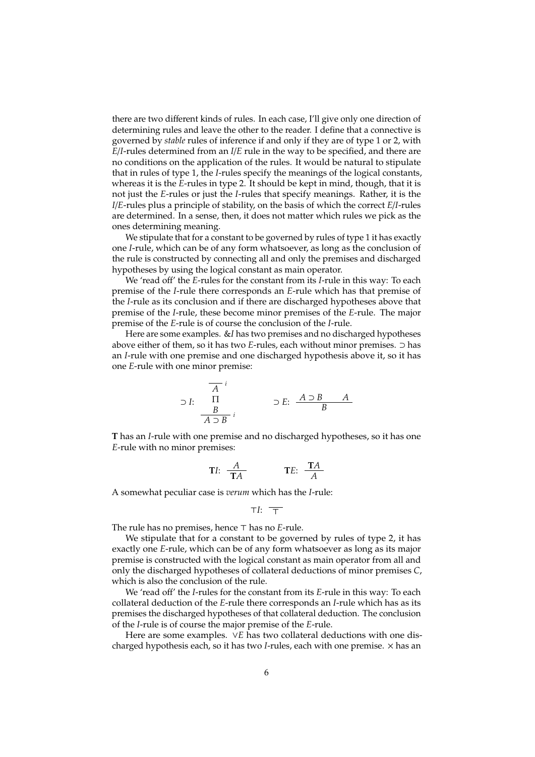there are two different kinds of rules. In each case, I'll give only one direction of determining rules and leave the other to the reader. I define that a connective is governed by *stable* rules of inference if and only if they are of type 1 or 2, with *E*/*I*-rules determined from an *I*/*E* rule in the way to be specified, and there are no conditions on the application of the rules. It would be natural to stipulate that in rules of type 1, the *I*-rules specify the meanings of the logical constants, whereas it is the *E*-rules in type 2. It should be kept in mind, though, that it is not just the *E*-rules or just the *I*-rules that specify meanings. Rather, it is the *I*/*E*-rules plus a principle of stability, on the basis of which the correct *E*/*I*-rules are determined. In a sense, then, it does not matter which rules we pick as the ones determining meaning.

We stipulate that for a constant to be governed by rules of type 1 it has exactly one *I*-rule, which can be of any form whatsoever, as long as the conclusion of the rule is constructed by connecting all and only the premises and discharged hypotheses by using the logical constant as main operator.

We 'read off' the *E*-rules for the constant from its *I*-rule in this way: To each premise of the *I*-rule there corresponds an *E*-rule which has that premise of the *I*-rule as its conclusion and if there are discharged hypotheses above that premise of the *I*-rule, these become minor premises of the *E*-rule. The major premise of the *E*-rule is of course the conclusion of the *I*-rule.

Here are some examples. &*I* has two premises and no discharged hypotheses above either of them, so it has two *E*-rules, each without minor premises. $\supset$ has an *I*-rule with one premise and one discharged hypothesis above it, so it has one *E*-rule with one minor premise:

$$\supset I: \quad \dfrac{\begin{array}{c}\overline{A}^{\,i} \\ \Pi \\ B\end{array}}{A \supset B}\,i \qquad\qquad \supset E: \quad \dfrac{A \supset B \qquad A}{B}$$

**T** has an *I*-rule with one premise and no discharged hypotheses, so it has one *E*-rule with no minor premises:

$$\mathbf{T}I: \quad \dfrac{A}{\mathbf{T}A} \qquad\qquad \mathbf{T}E: \quad \dfrac{\mathbf{T}A}{A}$$

A somewhat peculiar case is *verum* which has the *I*-rule:

$$\top I: \quad \overline{\top}$$

The rule has no premises, hence $\top$ has no *E*-rule.

We stipulate that for a constant to be governed by rules of type 2, it has exactly one *E*-rule, which can be of any form whatsoever as long as its major premise is constructed with the logical constant as main operator from all and only the discharged hypotheses of collateral deductions of minor premises *C*, which is also the conclusion of the rule.

We 'read off' the *I*-rules for the constant from its *E*-rule in this way: To each collateral deduction of the *E*-rule there corresponds an *I*-rule which has as its premises the discharged hypotheses of that collateral deduction. The conclusion of the *I*-rule is of course the major premise of the *E*-rule.

Here are some examples. $\vee E$ has two collateral deductions with one discharged hypothesis each, so it has two *I*-rules, each with one premise. $\times$ has an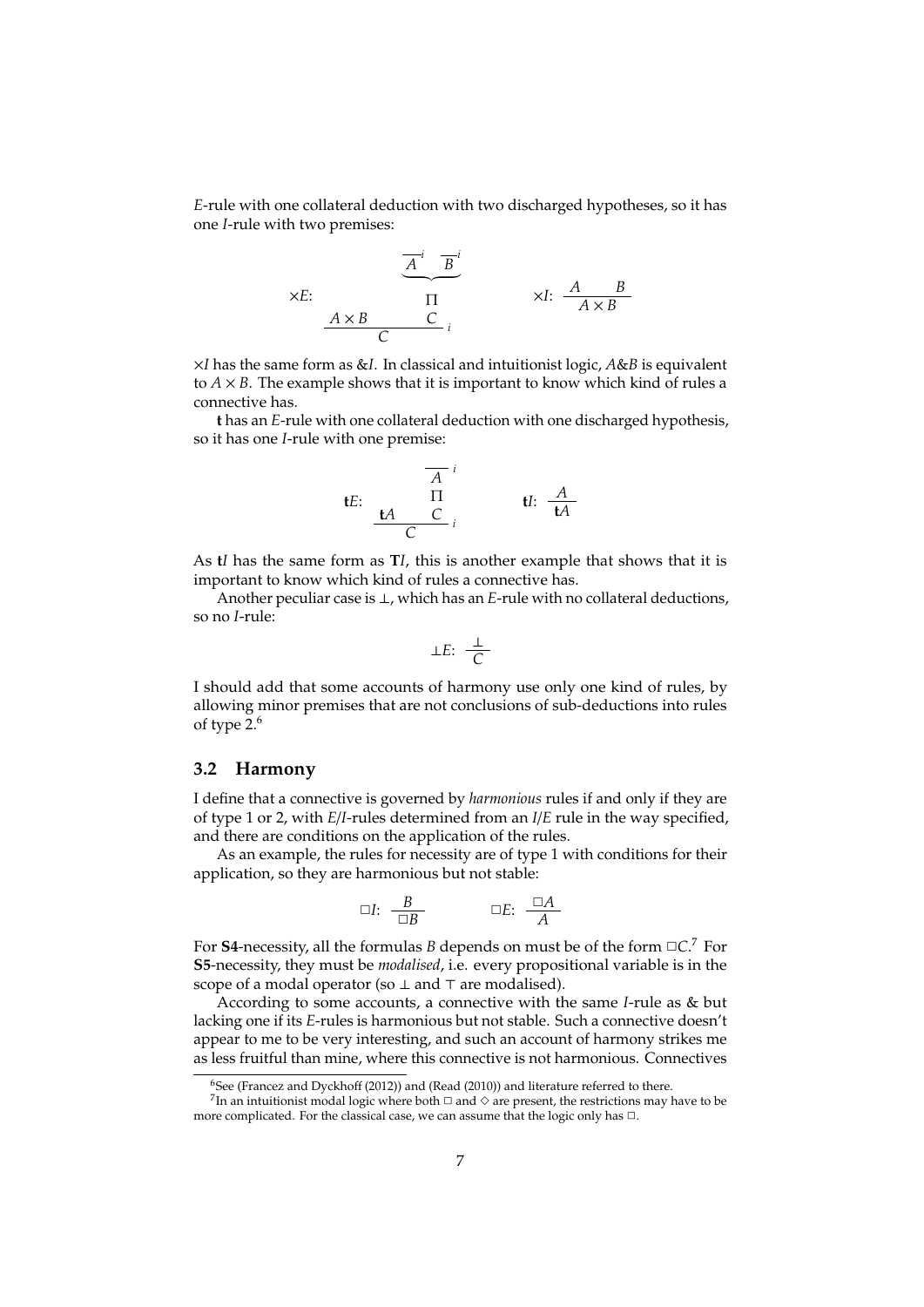*E*-rule with one collateral deduction with two discharged hypotheses, so it has one *I*-rule with two premises:

$$\times E: \quad \dfrac{A \times B \qquad \begin{array}{c} \underbrace{\overline{A}^{\,i} \quad \overline{B}^{\,i}} \\ \Pi \\ C \end{array}}{C}\, i \qquad\qquad \times I: \ \dfrac{A \qquad B}{A \times B}$$

$\times I$ has the same form as $\& I$. In classical and intuitionist logic, $A \& B$ is equivalent to $A \times B$. The example shows that it is important to know which kind of rules a connective has.

**t** has an *E*-rule with one collateral deduction with one discharged hypothesis, so it has one *I*-rule with one premise:

$$\mathbf{t}E: \quad \dfrac{\mathbf{t}A \qquad \begin{array}{c} \overline{A}^{\,i} \\ \Pi \\ C \end{array}}{C}\, i \qquad\qquad \mathbf{t}I: \ \dfrac{A}{\mathbf{t}A}$$

As $\mathbf{t}I$ has the same form as $\mathbf{T}I$, this is another example that shows that it is important to know which kind of rules a connective has.

Another peculiar case is $\bot$, which has an *E*-rule with no collateral deductions, so no *I*-rule:

$$\bot E: \ \dfrac{\bot}{C}$$

I should add that some accounts of harmony use only one kind of rules, by allowing minor premises that are not conclusions of sub-deductions into rules of type 2.[6]

## 3.2 Harmony

I define that a connective is governed by *harmonious* rules if and only if they are of type 1 or 2, with *E*/*I*-rules determined from an *I*/*E* rule in the way specified, and there are conditions on the application of the rules.

As an example, the rules for necessity are of type 1 with conditions for their application, so they are harmonious but not stable:

$$\Box I: \ \dfrac{B}{\Box B} \qquad\qquad \Box E: \ \dfrac{\Box A}{A}$$

For **S4**-necessity, all the formulas $B$ depends on must be of the form $\Box C$.[7] For **S5**-necessity, they must be *modalised*, i.e. every propositional variable is in the scope of a modal operator (so $\bot$ and $\top$ are modalised).

According to some accounts, a connective with the same *I*-rule as & but lacking one if its *E*-rules is harmonious but not stable. Such a connective doesn't appear to me to be very interesting, and such an account of harmony strikes me as less fruitful than mine, where this connective is not harmonious. Connectives

---

[6] See (Francez and Dyckhoff (2012)) and (Read (2010)) and literature referred to there.

[7] In an intuitionist modal logic where both $\Box$ and $\Diamond$ are present, the restrictions may have to be more complicated. For the classical case, we can assume that the logic only has $\Box$.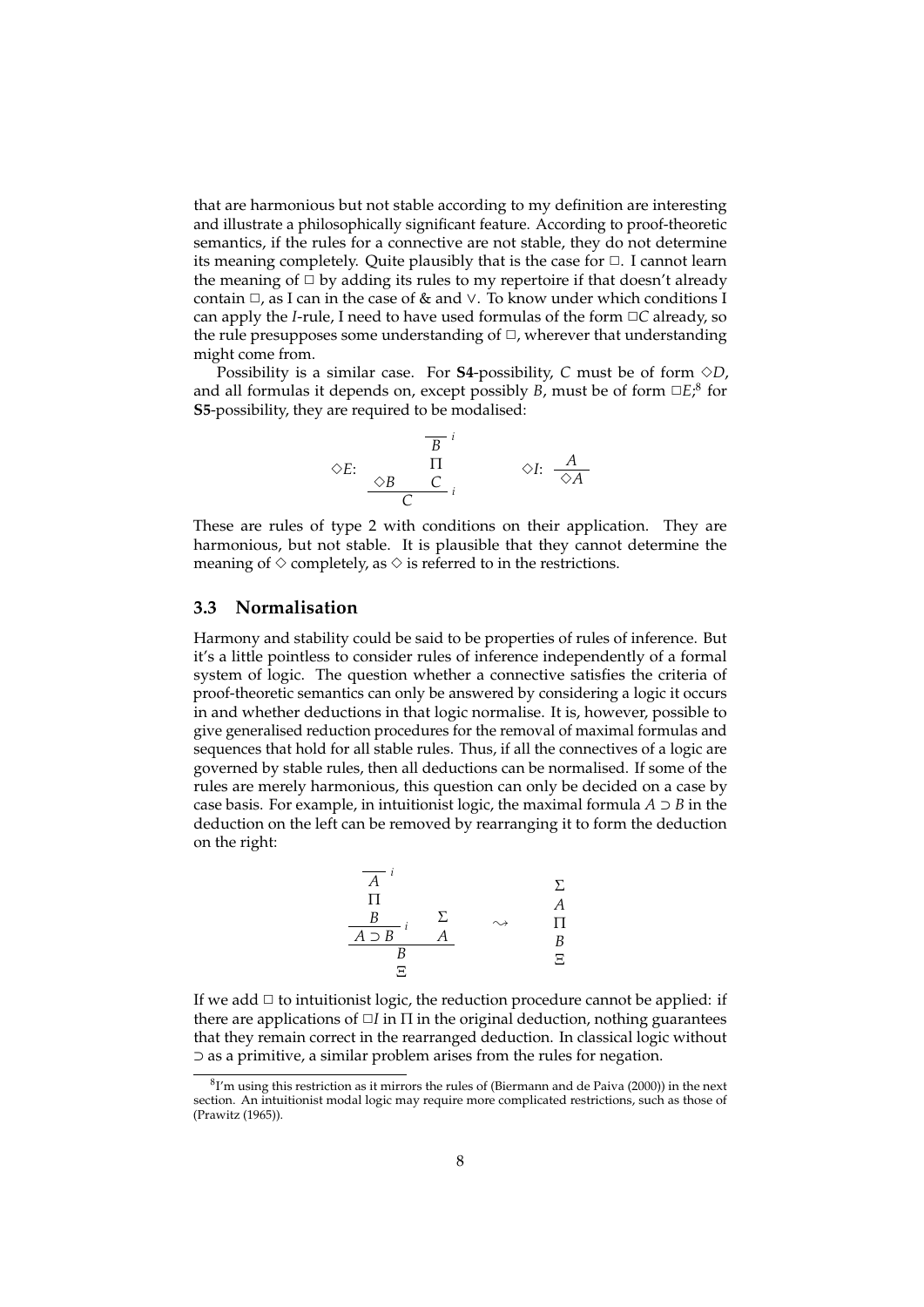that are harmonious but not stable according to my definition are interesting and illustrate a philosophically significant feature. According to proof-theoretic semantics, if the rules for a connective are not stable, they do not determine its meaning completely. Quite plausibly that is the case for $\Box$. I cannot learn the meaning of $\Box$ by adding its rules to my repertoire if that doesn't already contain $\Box$, as I can in the case of & and $\vee$. To know under which conditions I can apply the *I*-rule, I need to have used formulas of the form $\Box C$ already, so the rule presupposes some understanding of $\Box$, wherever that understanding might come from.

Possibility is a similar case. For **S4**-possibility, $C$ must be of form $\Diamond D$, and all formulas it depends on, except possibly $B$, must be of form $\Box E$;[8] for **S5**-possibility, they are required to be modalised:

$$\Diamond E\text{:}\quad \dfrac{\Diamond B \qquad \begin{array}{c}\overline{B}^{\,i}\\ \Pi \\ C\end{array}}{C}\,i \qquad\qquad \Diamond I\text{:}\quad \dfrac{A}{\Diamond A}$$

These are rules of type 2 with conditions on their application. They are harmonious, but not stable. It is plausible that they cannot determine the meaning of $\Diamond$ completely, as $\Diamond$ is referred to in the restrictions.

### 3.3 Normalisation

Harmony and stability could be said to be properties of rules of inference. But it's a little pointless to consider rules of inference independently of a formal system of logic. The question whether a connective satisfies the criteria of proof-theoretic semantics can only be answered by considering a logic it occurs in and whether deductions in that logic normalise. It is, however, possible to give generalised reduction procedures for the removal of maximal formulas and sequences that hold for all stable rules. Thus, if all the connectives of a logic are governed by stable rules, then all deductions can be normalised. If some of the rules are merely harmonious, this question can only be decided on a case by case basis. For example, in intuitionist logic, the maximal formula $A \supset B$ in the deduction on the left can be removed by rearranging it to form the deduction on the right:

$$\begin{array}{c}\dfrac{\dfrac{\begin{array}{c}\overline{A}^{\,i}\\ \Pi\\ B\end{array}}{A \supset B}\,i \qquad \begin{array}{c}\Sigma\\ A\end{array}}{B}\\ \Xi\end{array} \quad\rightsquigarrow\quad \begin{array}{c}\Sigma\\ A\\ \Pi\\ B\\ \Xi\end{array}$$

If we add $\Box$ to intuitionist logic, the reduction procedure cannot be applied: if there are applications of $\Box I$ in $\Pi$ in the original deduction, nothing guarantees that they remain correct in the rearranged deduction. In classical logic without $\supset$ as a primitive, a similar problem arises from the rules for negation.

---

[8] I'm using this restriction as it mirrors the rules of (Biermann and de Paiva (2000)) in the next section. An intuitionist modal logic may require more complicated restrictions, such as those of (Prawitz (1965)).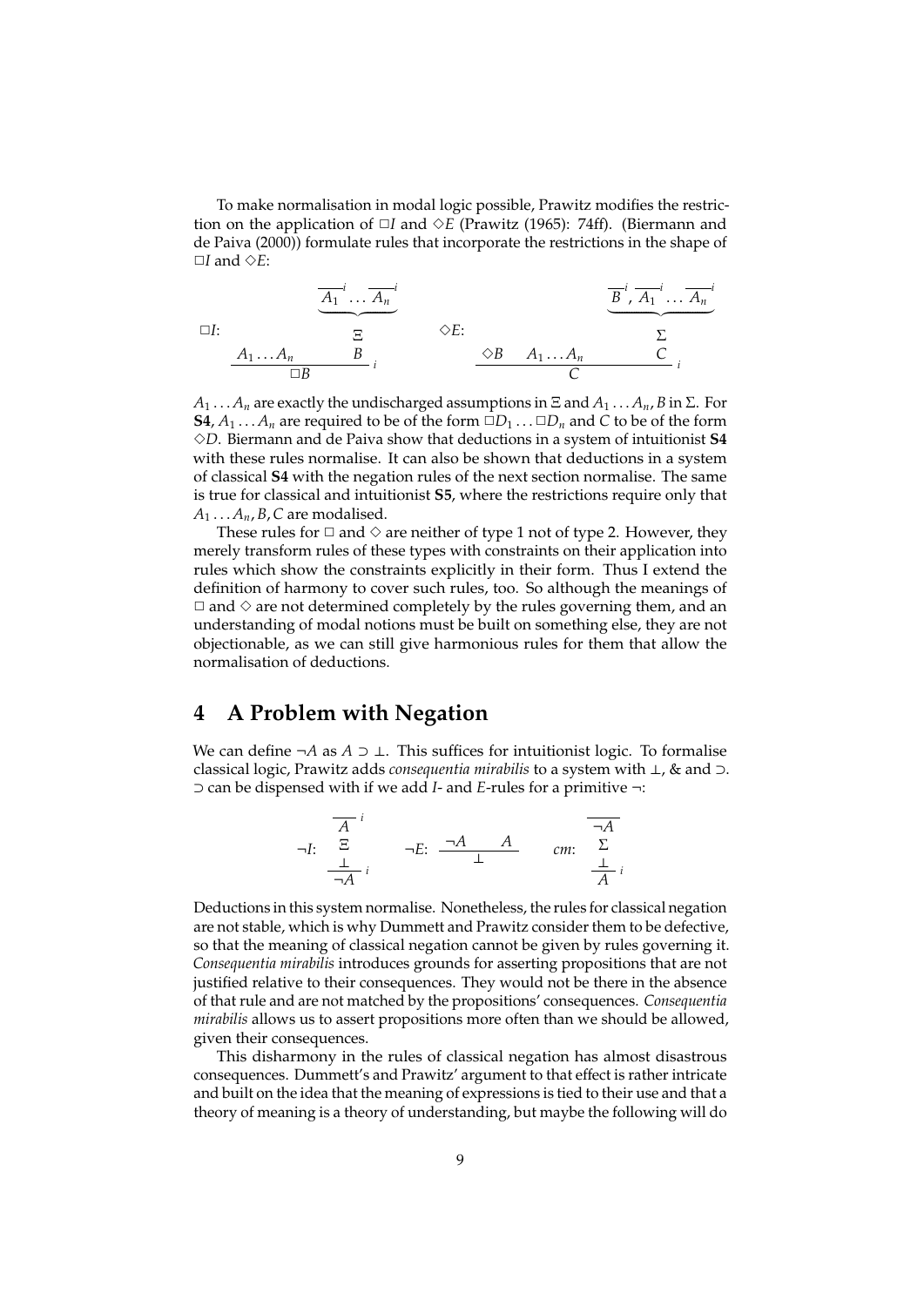To make normalisation in modal logic possible, Prawitz modifies the restriction on the application of $\Box I$ and $\Diamond E$ (Prawitz (1965): 74ff). (Biermann and de Paiva (2000)) formulate rules that incorporate the restrictions in the shape of $\Box I$ and $\Diamond E$:

$$
\Box I:\quad \dfrac{A_1 \ldots A_n \qquad \begin{array}{c}\underbrace{\overline{A_1}^{\,i} \ldots \overline{A_n}^{\,i}} \\ \Xi \\ B\end{array}}{\Box B}\, i
\qquad\qquad
\Diamond E:\quad \dfrac{\Diamond B \quad A_1 \ldots A_n \qquad \begin{array}{c}\underbrace{\overline{B}^{\,i}, \overline{A_1}^{\,i} \ldots \overline{A_n}^{\,i}} \\ \Sigma \\ C\end{array}}{C}\, i
$$

$A_1 \ldots A_n$ are exactly the undischarged assumptions in $\Xi$ and $A_1 \ldots A_n, B$ in $\Sigma$. For **S4**, $A_1 \ldots A_n$ are required to be of the form $\Box D_1 \ldots \Box D_n$ and $C$ to be of the form $\Diamond D$. Biermann and de Paiva show that deductions in a system of intuitionist **S4** with these rules normalise. It can also be shown that deductions in a system of classical **S4** with the negation rules of the next section normalise. The same is true for classical and intuitionist **S5**, where the restrictions require only that $A_1 \ldots A_n, B, C$ are modalised.

These rules for $\Box$ and $\Diamond$ are neither of type 1 not of type 2. However, they merely transform rules of these types with constraints on their application into rules which show the constraints explicitly in their form. Thus I extend the definition of harmony to cover such rules, too. So although the meanings of $\Box$ and $\Diamond$ are not determined completely by the rules governing them, and an understanding of modal notions must be built on something else, they are not objectionable, as we can still give harmonious rules for them that allow the normalisation of deductions.

# 4 A Problem with Negation

We can define $\neg A$ as $A \supset \bot$. This suffices for intuitionist logic. To formalise classical logic, Prawitz adds *consequentia mirabilis* to a system with $\bot$, & and $\supset$. $\supset$ can be dispensed with if we add *I*- and *E*-rules for a primitive $\neg$:

$$
\neg I:\quad \dfrac{\begin{array}{c}\overline{A}^{\,i} \\ \Xi \\ \bot\end{array}}{\neg A}\, i
\qquad
\neg E:\quad \dfrac{\neg A \qquad A}{\bot}
\qquad
cm:\quad \dfrac{\begin{array}{c}\overline{\neg A} \\ \Sigma \\ \bot\end{array}}{A}\, i
$$

Deductions in this system normalise. Nonetheless, the rules for classical negation are not stable, which is why Dummett and Prawitz consider them to be defective, so that the meaning of classical negation cannot be given by rules governing it. *Consequentia mirabilis* introduces grounds for asserting propositions that are not justified relative to their consequences. They would not be there in the absence of that rule and are not matched by the propositions' consequences. *Consequentia mirabilis* allows us to assert propositions more often than we should be allowed, given their consequences.

This disharmony in the rules of classical negation has almost disastrous consequences. Dummett's and Prawitz' argument to that effect is rather intricate and built on the idea that the meaning of expressions is tied to their use and that a theory of meaning is a theory of understanding, but maybe the following will do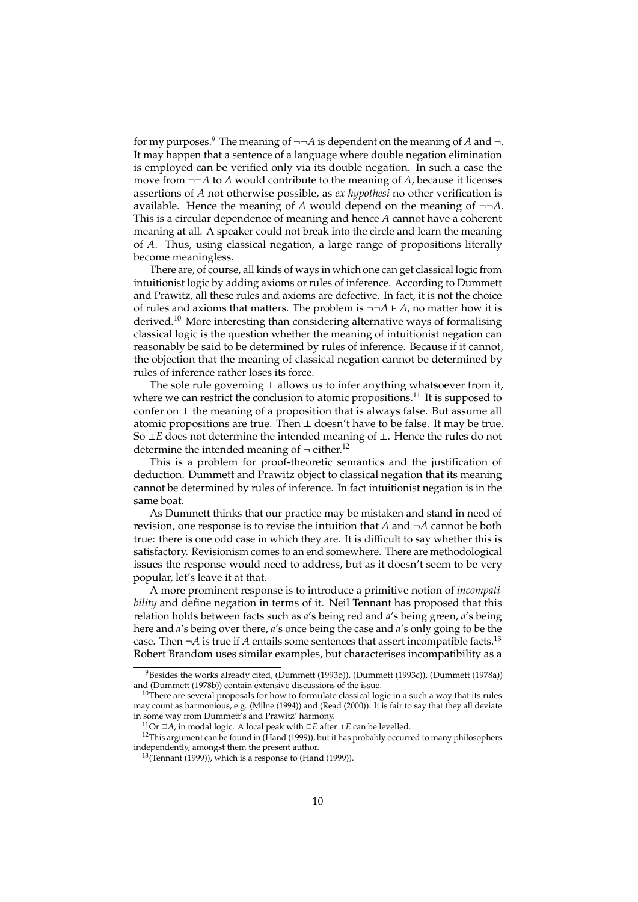for my purposes.[9] The meaning of $\neg\neg A$ is dependent on the meaning of $A$ and $\neg$. It may happen that a sentence of a language where double negation elimination is employed can be verified only via its double negation. In such a case the move from $\neg\neg A$ to $A$ would contribute to the meaning of $A$, because it licenses assertions of $A$ not otherwise possible, as *ex hypothesi* no other verification is available. Hence the meaning of $A$ would depend on the meaning of $\neg\neg A$. This is a circular dependence of meaning and hence $A$ cannot have a coherent meaning at all. A speaker could not break into the circle and learn the meaning of $A$. Thus, using classical negation, a large range of propositions literally become meaningless.

There are, of course, all kinds of ways in which one can get classical logic from intuitionist logic by adding axioms or rules of inference. According to Dummett and Prawitz, all these rules and axioms are defective. In fact, it is not the choice of rules and axioms that matters. The problem is $\neg\neg A \vdash A$, no matter how it is derived.[10] More interesting than considering alternative ways of formalising classical logic is the question whether the meaning of intuitionist negation can reasonably be said to be determined by rules of inference. Because if it cannot, the objection that the meaning of classical negation cannot be determined by rules of inference rather loses its force.

The sole rule governing $\bot$ allows us to infer anything whatsoever from it, where we can restrict the conclusion to atomic propositions.[11] It is supposed to confer on $\bot$ the meaning of a proposition that is always false. But assume all atomic propositions are true. Then $\bot$ doesn't have to be false. It may be true. So $\bot E$ does not determine the intended meaning of $\bot$. Hence the rules do not determine the intended meaning of $\neg$ either.[12]

This is a problem for proof-theoretic semantics and the justification of deduction. Dummett and Prawitz object to classical negation that its meaning cannot be determined by rules of inference. In fact intuitionist negation is in the same boat.

As Dummett thinks that our practice may be mistaken and stand in need of revision, one response is to revise the intuition that $A$ and $\neg A$ cannot be both true: there is one odd case in which they are. It is difficult to say whether this is satisfactory. Revisionism comes to an end somewhere. There are methodological issues the response would need to address, but as it doesn't seem to be very popular, let's leave it at that.

A more prominent response is to introduce a primitive notion of *incompatibility* and define negation in terms of it. Neil Tennant has proposed that this relation holds between facts such as $a$'s being red and $a$'s being green, $a$'s being here and $a$'s being over there, $a$'s once being the case and $a$'s only going to be the case. Then $\neg A$ is true if $A$ entails some sentences that assert incompatible facts.[13] Robert Brandom uses similar examples, but characterises incompatibility as a

[9] Besides the works already cited, (Dummett (1993b)), (Dummett (1993c)), (Dummett (1978a)) and (Dummett (1978b)) contain extensive discussions of the issue.

[10] There are several proposals for how to formulate classical logic in a such a way that its rules may count as harmonious, e.g. (Milne (1994)) and (Read (2000)). It is fair to say that they all deviate in some way from Dummett's and Prawitz' harmony.

[11] Or $\Box A$, in modal logic. A local peak with $\Box E$ after $\bot E$ can be levelled.

[12] This argument can be found in (Hand (1999)), but it has probably occurred to many philosophers independently, amongst them the present author.

[13] (Tennant (1999)), which is a response to (Hand (1999)).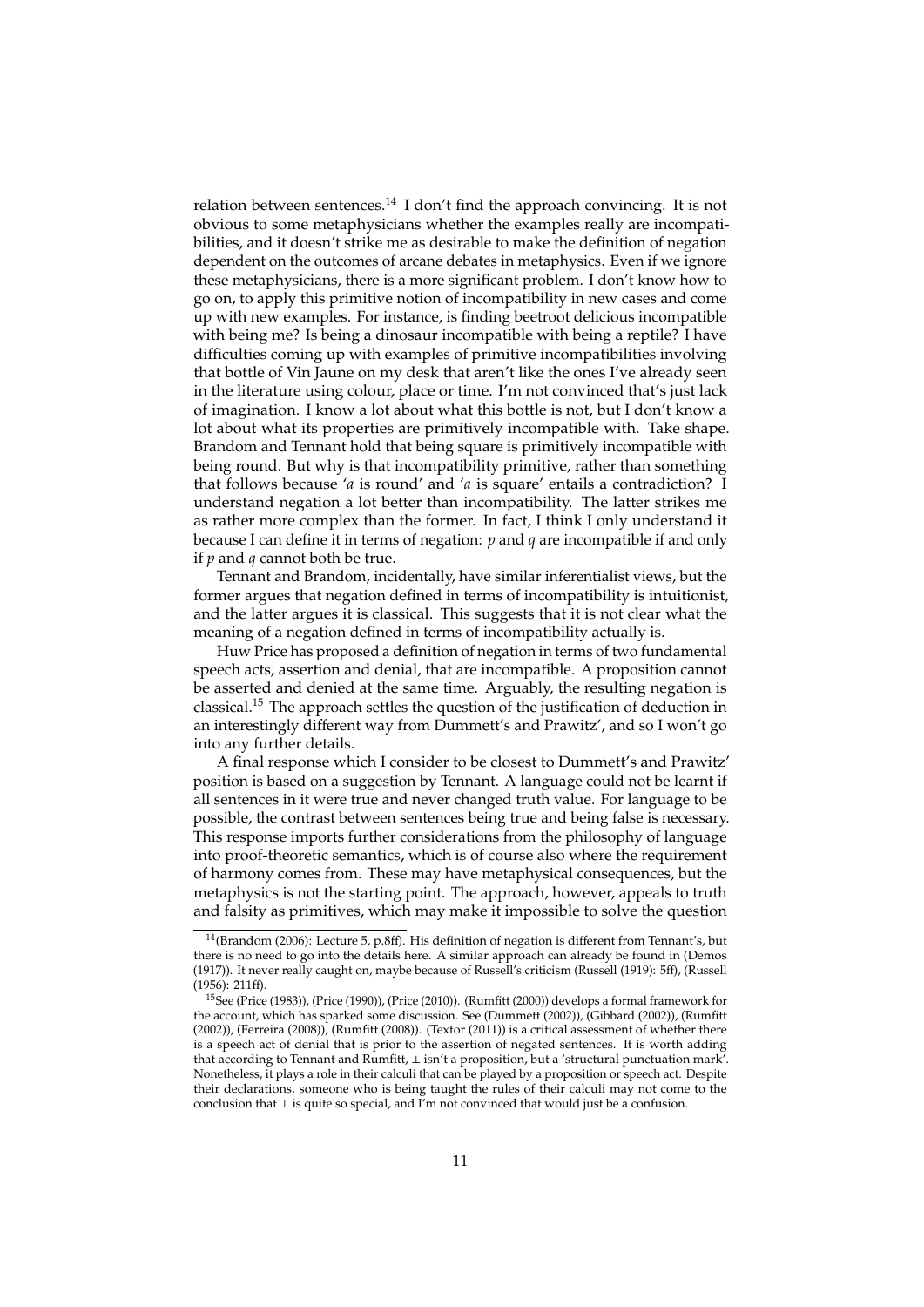relation between sentences.[14] I don't find the approach convincing. It is not obvious to some metaphysicians whether the examples really are incompatibilities, and it doesn't strike me as desirable to make the definition of negation dependent on the outcomes of arcane debates in metaphysics. Even if we ignore these metaphysicians, there is a more significant problem. I don't know how to go on, to apply this primitive notion of incompatibility in new cases and come up with new examples. For instance, is finding beetroot delicious incompatible with being me? Is being a dinosaur incompatible with being a reptile? I have difficulties coming up with examples of primitive incompatibilities involving that bottle of Vin Jaune on my desk that aren't like the ones I've already seen in the literature using colour, place or time. I'm not convinced that's just lack of imagination. I know a lot about what this bottle is not, but I don't know a lot about what its properties are primitively incompatible with. Take shape. Brandom and Tennant hold that being square is primitively incompatible with being round. But why is that incompatibility primitive, rather than something that follows because '$a$ is round' and '$a$ is square' entails a contradiction? I understand negation a lot better than incompatibility. The latter strikes me as rather more complex than the former. In fact, I think I only understand it because I can define it in terms of negation: $p$ and $q$ are incompatible if and only if $p$ and $q$ cannot both be true.

Tennant and Brandom, incidentally, have similar inferentialist views, but the former argues that negation defined in terms of incompatibility is intuitionist, and the latter argues it is classical. This suggests that it is not clear what the meaning of a negation defined in terms of incompatibility actually is.

Huw Price has proposed a definition of negation in terms of two fundamental speech acts, assertion and denial, that are incompatible. A proposition cannot be asserted and denied at the same time. Arguably, the resulting negation is classical.[15] The approach settles the question of the justification of deduction in an interestingly different way from Dummett's and Prawitz', and so I won't go into any further details.

A final response which I consider to be closest to Dummett's and Prawitz' position is based on a suggestion by Tennant. A language could not be learnt if all sentences in it were true and never changed truth value. For language to be possible, the contrast between sentences being true and being false is necessary. This response imports further considerations from the philosophy of language into proof-theoretic semantics, which is of course also where the requirement of harmony comes from. These may have metaphysical consequences, but the metaphysics is not the starting point. The approach, however, appeals to truth and falsity as primitives, which may make it impossible to solve the question

---

[14](Brandom (2006): Lecture 5, p.8ff). His definition of negation is different from Tennant's, but there is no need to go into the details here. A similar approach can already be found in (Demos (1917)). It never really caught on, maybe because of Russell's criticism (Russell (1919): 5ff), (Russell (1956): 211ff).

[15]See (Price (1983)), (Price (1990)), (Price (2010)). (Rumfitt (2000)) develops a formal framework for the account, which has sparked some discussion. See (Dummett (2002)), (Gibbard (2002)), (Rumfitt (2002)), (Ferreira (2008)), (Rumfitt (2008)). (Textor (2011)) is a critical assessment of whether there is a speech act of denial that is prior to the assertion of negated sentences. It is worth adding that according to Tennant and Rumfitt, $\bot$ isn't a proposition, but a 'structural punctuation mark'. Nonetheless, it plays a role in their calculi that can be played by a proposition or speech act. Despite their declarations, someone who is being taught the rules of their calculi may not come to the conclusion that $\bot$ is quite so special, and I'm not convinced that would just be a confusion.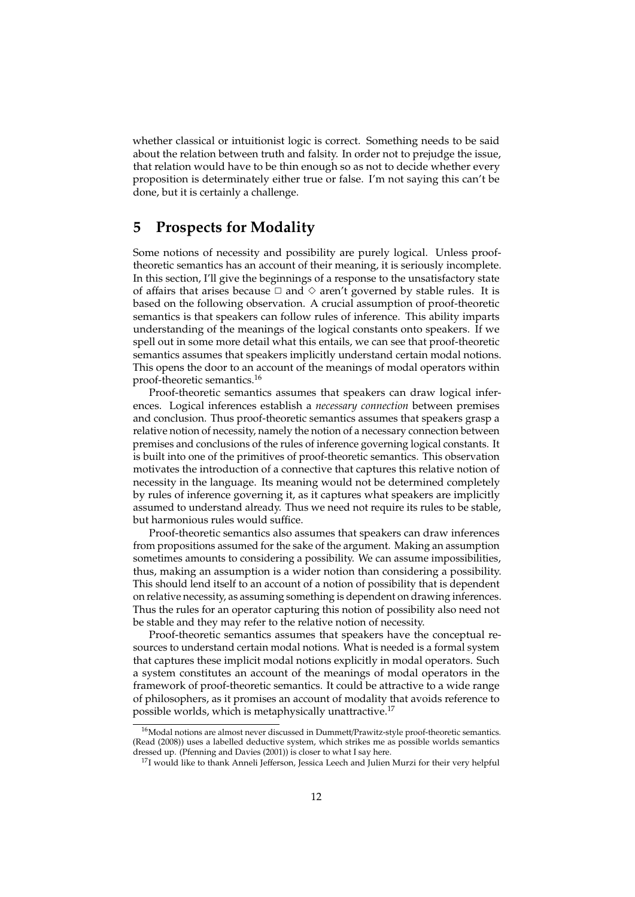whether classical or intuitionist logic is correct. Something needs to be said about the relation between truth and falsity. In order not to prejudge the issue, that relation would have to be thin enough so as not to decide whether every proposition is determinately either true or false. I'm not saying this can't be done, but it is certainly a challenge.

## 5 Prospects for Modality

Some notions of necessity and possibility are purely logical. Unless proof-theoretic semantics has an account of their meaning, it is seriously incomplete. In this section, I'll give the beginnings of a response to the unsatisfactory state of affairs that arises because $\Box$ and $\Diamond$ aren't governed by stable rules. It is based on the following observation. A crucial assumption of proof-theoretic semantics is that speakers can follow rules of inference. This ability imparts understanding of the meanings of the logical constants onto speakers. If we spell out in some more detail what this entails, we can see that proof-theoretic semantics assumes that speakers implicitly understand certain modal notions. This opens the door to an account of the meanings of modal operators within proof-theoretic semantics.[16]

Proof-theoretic semantics assumes that speakers can draw logical inferences. Logical inferences establish a *necessary connection* between premises and conclusion. Thus proof-theoretic semantics assumes that speakers grasp a relative notion of necessity, namely the notion of a necessary connection between premises and conclusions of the rules of inference governing logical constants. It is built into one of the primitives of proof-theoretic semantics. This observation motivates the introduction of a connective that captures this relative notion of necessity in the language. Its meaning would not be determined completely by rules of inference governing it, as it captures what speakers are implicitly assumed to understand already. Thus we need not require its rules to be stable, but harmonious rules would suffice.

Proof-theoretic semantics also assumes that speakers can draw inferences from propositions assumed for the sake of the argument. Making an assumption sometimes amounts to considering a possibility. We can assume impossibilities, thus, making an assumption is a wider notion than considering a possibility. This should lend itself to an account of a notion of possibility that is dependent on relative necessity, as assuming something is dependent on drawing inferences. Thus the rules for an operator capturing this notion of possibility also need not be stable and they may refer to the relative notion of necessity.

Proof-theoretic semantics assumes that speakers have the conceptual resources to understand certain modal notions. What is needed is a formal system that captures these implicit modal notions explicitly in modal operators. Such a system constitutes an account of the meanings of modal operators in the framework of proof-theoretic semantics. It could be attractive to a wide range of philosophers, as it promises an account of modality that avoids reference to possible worlds, which is metaphysically unattractive.[17]

[16] Modal notions are almost never discussed in Dummett/Prawitz-style proof-theoretic semantics. (Read (2008)) uses a labelled deductive system, which strikes me as possible worlds semantics dressed up. (Pfenning and Davies (2001)) is closer to what I say here.

[17] I would like to thank Anneli Jefferson, Jessica Leech and Julien Murzi for their very helpful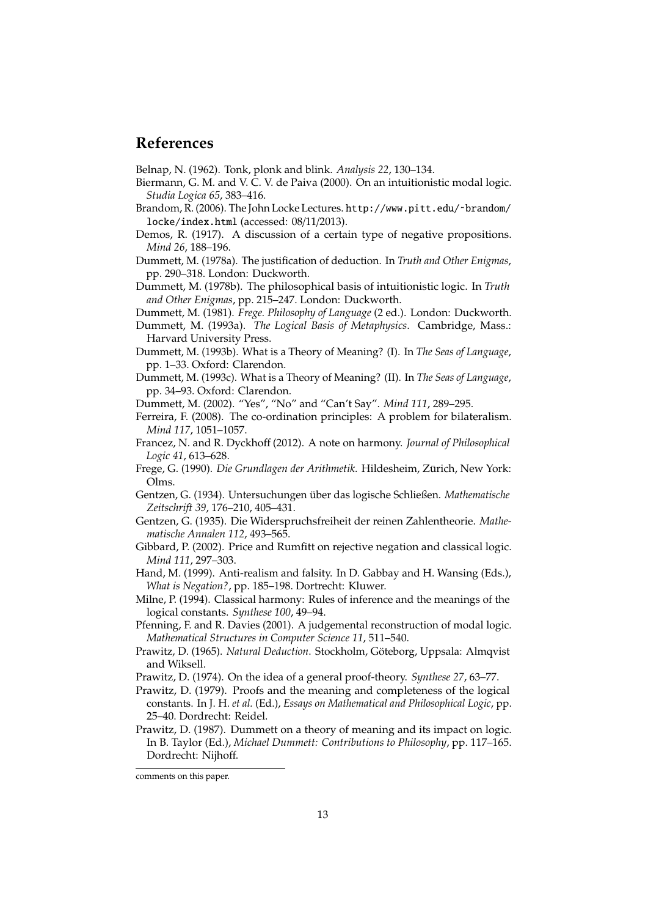## References

Belnap, N. (1962). Tonk, plonk and blink. *Analysis 22*, 130–134.

Biermann, G. M. and V. C. V. de Paiva (2000). On an intuitionistic modal logic. *Studia Logica 65*, 383–416.

Brandom, R. (2006). The John Locke Lectures. http://www.pitt.edu/~brandom/locke/index.html (accessed: 08/11/2013).

Demos, R. (1917). A discussion of a certain type of negative propositions. *Mind 26*, 188–196.

Dummett, M. (1978a). The justification of deduction. In *Truth and Other Enigmas*, pp. 290–318. London: Duckworth.

Dummett, M. (1978b). The philosophical basis of intuitionistic logic. In *Truth and Other Enigmas*, pp. 215–247. London: Duckworth.

Dummett, M. (1981). *Frege. Philosophy of Language* (2 ed.). London: Duckworth.

Dummett, M. (1993a). *The Logical Basis of Metaphysics*. Cambridge, Mass.: Harvard University Press.

Dummett, M. (1993b). What is a Theory of Meaning? (I). In *The Seas of Language*, pp. 1–33. Oxford: Clarendon.

Dummett, M. (1993c). What is a Theory of Meaning? (II). In *The Seas of Language*, pp. 34–93. Oxford: Clarendon.

Dummett, M. (2002). "Yes", "No" and "Can't Say". *Mind 111*, 289–295.

Ferreira, F. (2008). The co-ordination principles: A problem for bilateralism. *Mind 117*, 1051–1057.

Francez, N. and R. Dyckhoff (2012). A note on harmony. *Journal of Philosophical Logic 41*, 613–628.

Frege, G. (1990). *Die Grundlagen der Arithmetik*. Hildesheim, Zürich, New York: Olms.

Gentzen, G. (1934). Untersuchungen über das logische Schließen. *Mathematische Zeitschrift 39*, 176–210, 405–431.

Gentzen, G. (1935). Die Widerspruchsfreiheit der reinen Zahlentheorie. *Mathematische Annalen 112*, 493–565.

Gibbard, P. (2002). Price and Rumfitt on rejective negation and classical logic. *Mind 111*, 297–303.

Hand, M. (1999). Anti-realism and falsity. In D. Gabbay and H. Wansing (Eds.), *What is Negation?*, pp. 185–198. Dortrecht: Kluwer.

Milne, P. (1994). Classical harmony: Rules of inference and the meanings of the logical constants. *Synthese 100*, 49–94.

Pfenning, F. and R. Davies (2001). A judgemental reconstruction of modal logic. *Mathematical Structures in Computer Science 11*, 511–540.

Prawitz, D. (1965). *Natural Deduction*. Stockholm, Göteborg, Uppsala: Almqvist and Wiksell.

Prawitz, D. (1974). On the idea of a general proof-theory. *Synthese 27*, 63–77.

Prawitz, D. (1979). Proofs and the meaning and completeness of the logical constants. In J. H. *et al.* (Ed.), *Essays on Mathematical and Philosophical Logic*, pp. 25–40. Dordrecht: Reidel.

Prawitz, D. (1987). Dummett on a theory of meaning and its impact on logic. In B. Taylor (Ed.), *Michael Dummett: Contributions to Philosophy*, pp. 117–165. Dordrecht: Nijhoff.

---

comments on this paper.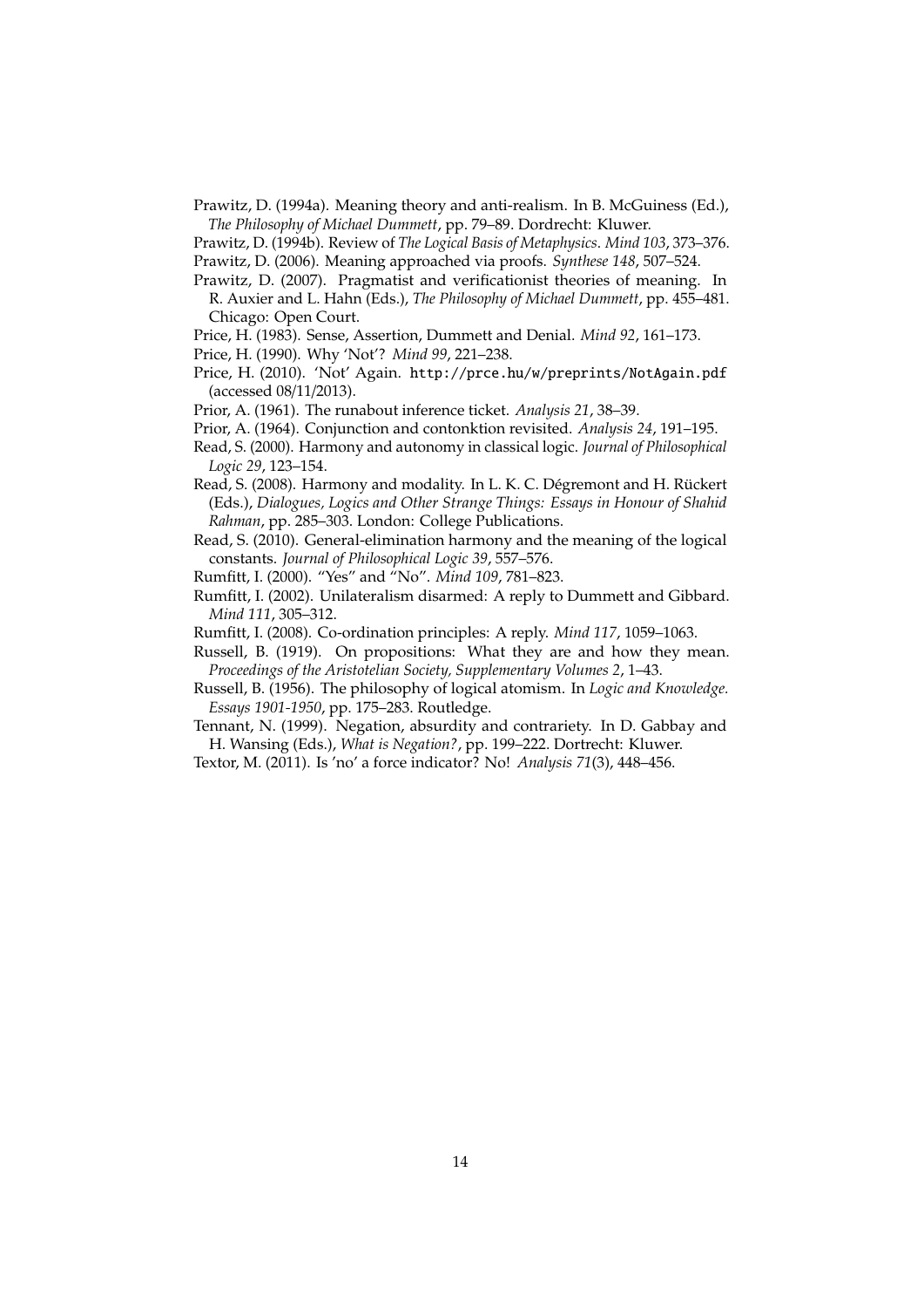Prawitz, D. (1994a). Meaning theory and anti-realism. In B. McGuiness (Ed.), *The Philosophy of Michael Dummett*, pp. 79–89. Dordrecht: Kluwer.

Prawitz, D. (1994b). Review of *The Logical Basis of Metaphysics*. *Mind 103*, 373–376.

Prawitz, D. (2006). Meaning approached via proofs. *Synthese 148*, 507–524.

Prawitz, D. (2007). Pragmatist and verificationist theories of meaning. In R. Auxier and L. Hahn (Eds.), *The Philosophy of Michael Dummett*, pp. 455–481. Chicago: Open Court.

Price, H. (1983). Sense, Assertion, Dummett and Denial. *Mind 92*, 161–173.

Price, H. (1990). Why 'Not'? *Mind 99*, 221–238.

Price, H. (2010). 'Not' Again. `http://prce.hu/w/preprints/NotAgain.pdf` (accessed 08/11/2013).

Prior, A. (1961). The runabout inference ticket. *Analysis 21*, 38–39.

Prior, A. (1964). Conjunction and contonktion revisited. *Analysis 24*, 191–195.

Read, S. (2000). Harmony and autonomy in classical logic. *Journal of Philosophical Logic 29*, 123–154.

Read, S. (2008). Harmony and modality. In L. K. C. Dégremont and H. Rückert (Eds.), *Dialogues, Logics and Other Strange Things: Essays in Honour of Shahid Rahman*, pp. 285–303. London: College Publications.

Read, S. (2010). General-elimination harmony and the meaning of the logical constants. *Journal of Philosophical Logic 39*, 557–576.

Rumfitt, I. (2000). "Yes" and "No". *Mind 109*, 781–823.

Rumfitt, I. (2002). Unilateralism disarmed: A reply to Dummett and Gibbard. *Mind 111*, 305–312.

Rumfitt, I. (2008). Co-ordination principles: A reply. *Mind 117*, 1059–1063.

Russell, B. (1919). On propositions: What they are and how they mean. *Proceedings of the Aristotelian Society, Supplementary Volumes 2*, 1–43.

Russell, B. (1956). The philosophy of logical atomism. In *Logic and Knowledge. Essays 1901-1950*, pp. 175–283. Routledge.

Tennant, N. (1999). Negation, absurdity and contrariety. In D. Gabbay and H. Wansing (Eds.), *What is Negation?*, pp. 199–222. Dortrecht: Kluwer.

Textor, M. (2011). Is 'no' a force indicator? No! *Analysis 71*(3), 448–456.